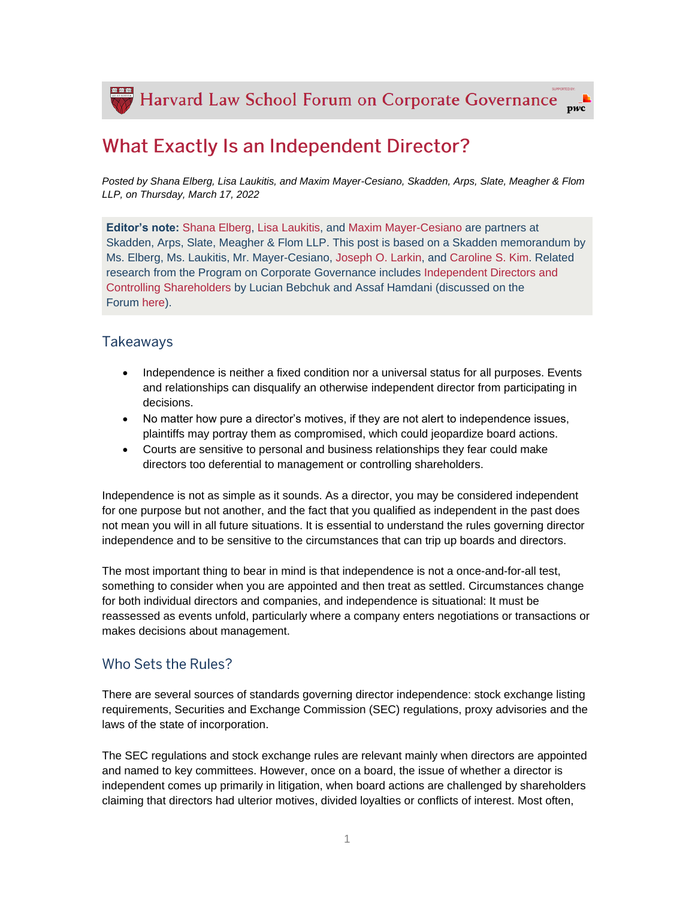# What Exactly Is an Independent Director?

*Posted by Shana Elberg, Lisa Laukitis, and Maxim Mayer-Cesiano, Skadden, Arps, Slate, Meagher & Flom LLP, on Thursday, March 17, 2022*

**Editor's note:** Shana Elberg, Lisa Laukitis, and Maxim Mayer-Cesiano are partners at Skadden, Arps, Slate, Meagher & Flom LLP. This post is based on a Skadden memorandum by Ms. Elberg, Ms. Laukitis, Mr. Mayer-Cesiano, Joseph O. Larkin, and Caroline S. Kim. Related research from the Program on Corporate Governance includes Independent Directors and Controlling Shareholders by Lucian Bebchuk and Assaf Hamdani (discussed on the Forum here).

## Takeaways

- Independence is neither a fixed condition nor a universal status for all purposes. Events and relationships can disqualify an otherwise independent director from participating in decisions.
- No matter how pure a director's motives, if they are not alert to independence issues, plaintiffs may portray them as compromised, which could jeopardize board actions.
- Courts are sensitive to personal and business relationships they fear could make directors too deferential to management or controlling shareholders.

Independence is not as simple as it sounds. As a director, you may be considered independent for one purpose but not another, and the fact that you qualified as independent in the past does not mean you will in all future situations. It is essential to understand the rules governing director independence and to be sensitive to the circumstances that can trip up boards and directors.

The most important thing to bear in mind is that independence is not a once-and-for-all test, something to consider when you are appointed and then treat as settled. Circumstances change for both individual directors and companies, and independence is situational: It must be reassessed as events unfold, particularly where a company enters negotiations or transactions or makes decisions about management.

## Who Sets the Rules?

There are several sources of standards governing director independence: stock exchange listing requirements, Securities and Exchange Commission (SEC) regulations, proxy advisories and the laws of the state of incorporation.

The SEC regulations and stock exchange rules are relevant mainly when directors are appointed and named to key committees. However, once on a board, the issue of whether a director is independent comes up primarily in litigation, when board actions are challenged by shareholders claiming that directors had ulterior motives, divided loyalties or conflicts of interest. Most often,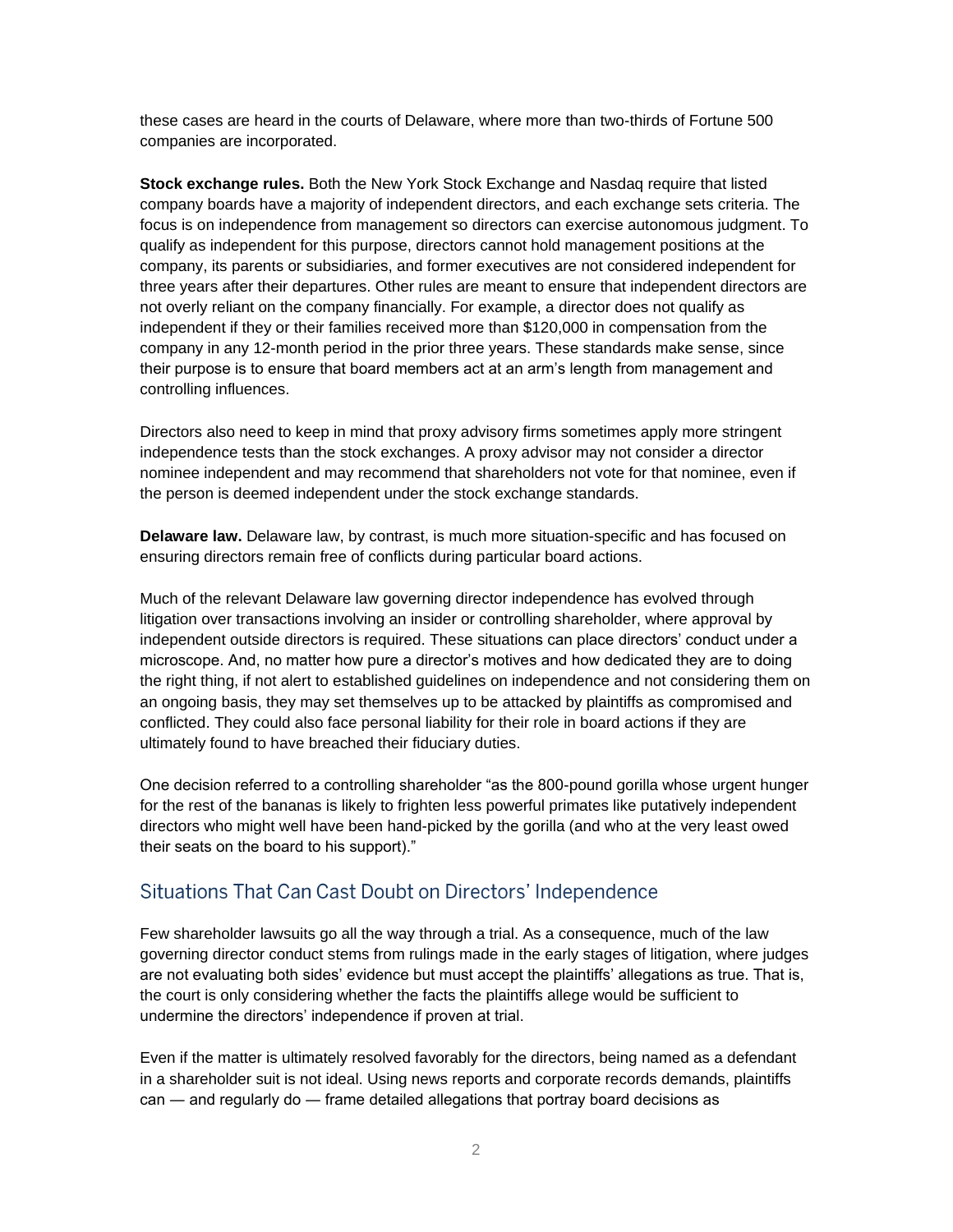these cases are heard in the courts of Delaware, where more than two-thirds of Fortune 500 companies are incorporated.

**Stock exchange rules.** Both the New York Stock Exchange and Nasdaq require that listed company boards have a majority of independent directors, and each exchange sets criteria. The focus is on independence from management so directors can exercise autonomous judgment. To qualify as independent for this purpose, directors cannot hold management positions at the company, its parents or subsidiaries, and former executives are not considered independent for three years after their departures. Other rules are meant to ensure that independent directors are not overly reliant on the company financially. For example, a director does not qualify as independent if they or their families received more than $120,000 in compensation from the company in any 12-month period in the prior three years. These standards make sense, since their purpose is to ensure that board members act at an arm's length from management and controlling influences.

Directors also need to keep in mind that proxy advisory firms sometimes apply more stringent independence tests than the stock exchanges. A proxy advisor may not consider a director nominee independent and may recommend that shareholders not vote for that nominee, even if the person is deemed independent under the stock exchange standards.

**Delaware law.** Delaware law, by contrast, is much more situation-specific and has focused on ensuring directors remain free of conflicts during particular board actions.

Much of the relevant Delaware law governing director independence has evolved through litigation over transactions involving an insider or controlling shareholder, where approval by independent outside directors is required. These situations can place directors' conduct under a microscope. And, no matter how pure a director's motives and how dedicated they are to doing the right thing, if not alert to established guidelines on independence and not considering them on an ongoing basis, they may set themselves up to be attacked by plaintiffs as compromised and conflicted. They could also face personal liability for their role in board actions if they are ultimately found to have breached their fiduciary duties.

One decision referred to a controlling shareholder "as the 800-pound gorilla whose urgent hunger for the rest of the bananas is likely to frighten less powerful primates like putatively independent directors who might well have been hand-picked by the gorilla (and who at the very least owed their seats on the board to his support)."

## Situations That Can Cast Doubt on Directors' Independence

Few shareholder lawsuits go all the way through a trial. As a consequence, much of the law governing director conduct stems from rulings made in the early stages of litigation, where judges are not evaluating both sides' evidence but must accept the plaintiffs' allegations as true. That is, the court is only considering whether the facts the plaintiffs allege would be sufficient to undermine the directors' independence if proven at trial.

Even if the matter is ultimately resolved favorably for the directors, being named as a defendant in a shareholder suit is not ideal. Using news reports and corporate records demands, plaintiffs can — and regularly do — frame detailed allegations that portray board decisions as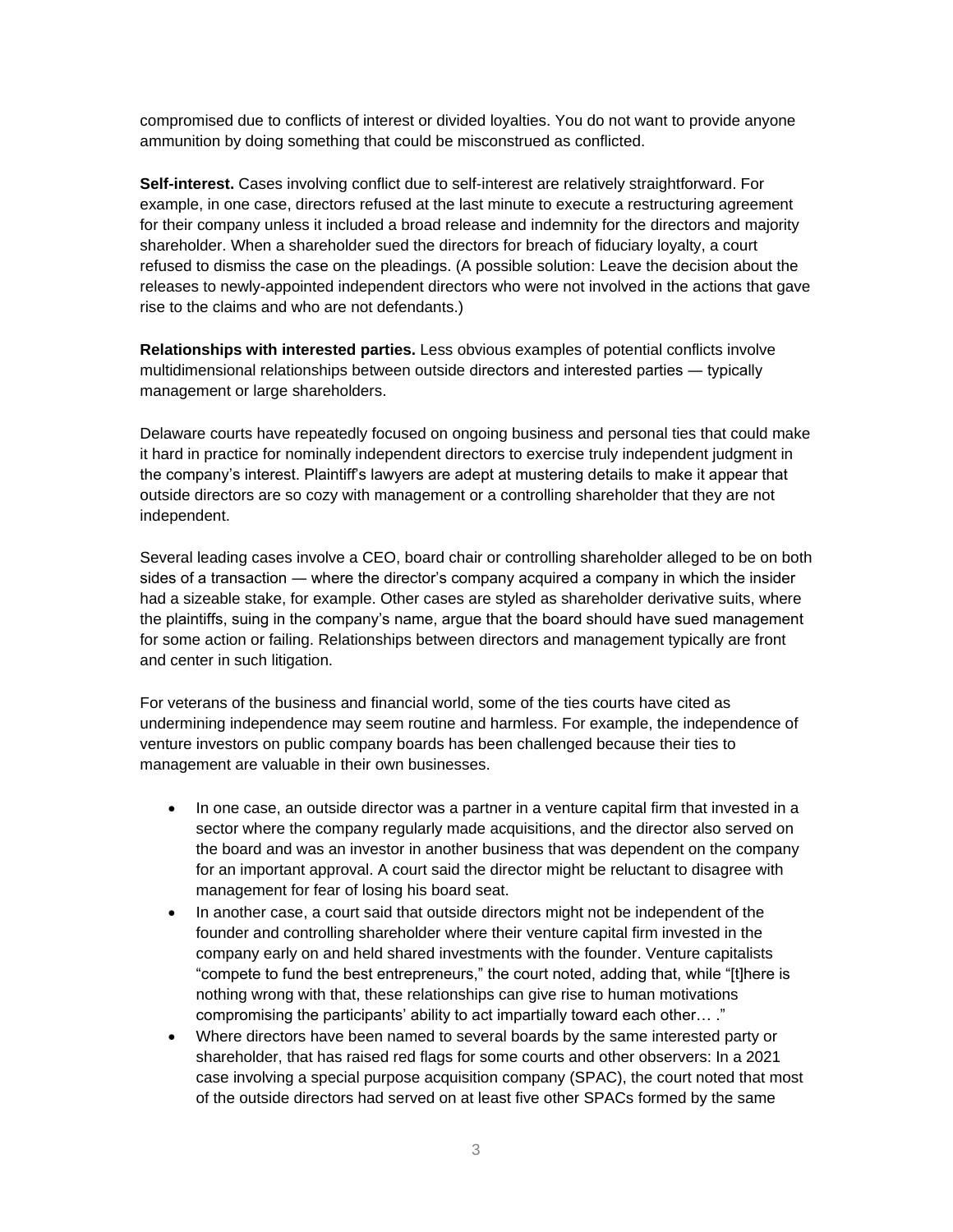compromised due to conflicts of interest or divided loyalties. You do not want to provide anyone ammunition by doing something that could be misconstrued as conflicted.

**Self-interest.** Cases involving conflict due to self-interest are relatively straightforward. For example, in one case, directors refused at the last minute to execute a restructuring agreement for their company unless it included a broad release and indemnity for the directors and majority shareholder. When a shareholder sued the directors for breach of fiduciary loyalty, a court refused to dismiss the case on the pleadings. (A possible solution: Leave the decision about the releases to newly-appointed independent directors who were not involved in the actions that gave rise to the claims and who are not defendants.)

**Relationships with interested parties.** Less obvious examples of potential conflicts involve multidimensional relationships between outside directors and interested parties — typically management or large shareholders.

Delaware courts have repeatedly focused on ongoing business and personal ties that could make it hard in practice for nominally independent directors to exercise truly independent judgment in the company's interest. Plaintiff's lawyers are adept at mustering details to make it appear that outside directors are so cozy with management or a controlling shareholder that they are not independent.

Several leading cases involve a CEO, board chair or controlling shareholder alleged to be on both sides of a transaction — where the director's company acquired a company in which the insider had a sizeable stake, for example. Other cases are styled as shareholder derivative suits, where the plaintiffs, suing in the company's name, argue that the board should have sued management for some action or failing. Relationships between directors and management typically are front and center in such litigation.

For veterans of the business and financial world, some of the ties courts have cited as undermining independence may seem routine and harmless. For example, the independence of venture investors on public company boards has been challenged because their ties to management are valuable in their own businesses.

- In one case, an outside director was a partner in a venture capital firm that invested in a sector where the company regularly made acquisitions, and the director also served on the board and was an investor in another business that was dependent on the company for an important approval. A court said the director might be reluctant to disagree with management for fear of losing his board seat.
- In another case, a court said that outside directors might not be independent of the founder and controlling shareholder where their venture capital firm invested in the company early on and held shared investments with the founder. Venture capitalists "compete to fund the best entrepreneurs," the court noted, adding that, while "[t]here is nothing wrong with that, these relationships can give rise to human motivations compromising the participants' ability to act impartially toward each other… ."
- Where directors have been named to several boards by the same interested party or shareholder, that has raised red flags for some courts and other observers: In a 2021 case involving a special purpose acquisition company (SPAC), the court noted that most of the outside directors had served on at least five other SPACs formed by the same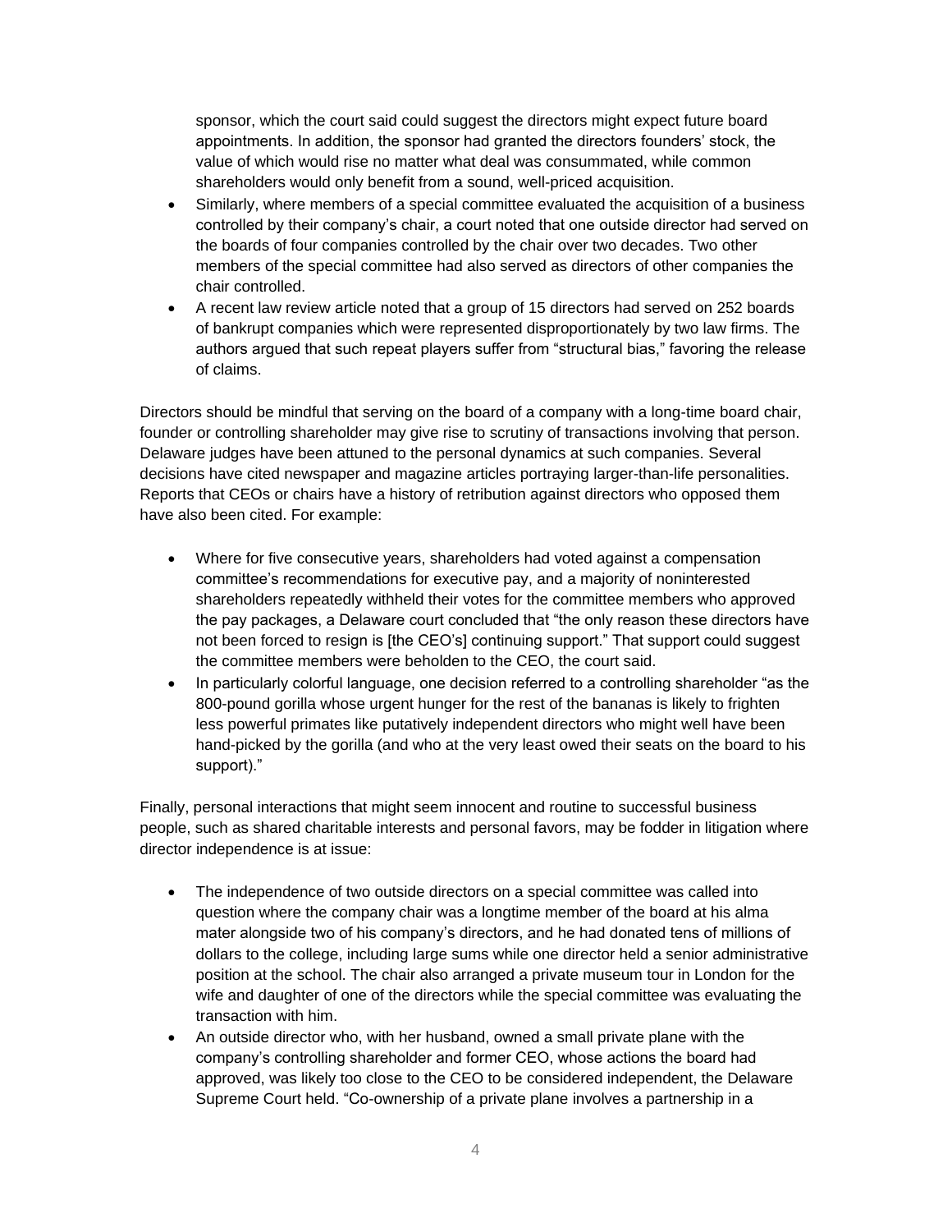sponsor, which the court said could suggest the directors might expect future board appointments. In addition, the sponsor had granted the directors founders' stock, the value of which would rise no matter what deal was consummated, while common shareholders would only benefit from a sound, well-priced acquisition.

- Similarly, where members of a special committee evaluated the acquisition of a business controlled by their company's chair, a court noted that one outside director had served on the boards of four companies controlled by the chair over two decades. Two other members of the special committee had also served as directors of other companies the chair controlled.
- A recent law review article noted that a group of 15 directors had served on 252 boards of bankrupt companies which were represented disproportionately by two law firms. The authors argued that such repeat players suffer from "structural bias," favoring the release of claims.

Directors should be mindful that serving on the board of a company with a long-time board chair, founder or controlling shareholder may give rise to scrutiny of transactions involving that person. Delaware judges have been attuned to the personal dynamics at such companies. Several decisions have cited newspaper and magazine articles portraying larger-than-life personalities. Reports that CEOs or chairs have a history of retribution against directors who opposed them have also been cited. For example:

- Where for five consecutive years, shareholders had voted against a compensation committee's recommendations for executive pay, and a majority of noninterested shareholders repeatedly withheld their votes for the committee members who approved the pay packages, a Delaware court concluded that "the only reason these directors have not been forced to resign is [the CEO's] continuing support." That support could suggest the committee members were beholden to the CEO, the court said.
- In particularly colorful language, one decision referred to a controlling shareholder "as the 800-pound gorilla whose urgent hunger for the rest of the bananas is likely to frighten less powerful primates like putatively independent directors who might well have been hand-picked by the gorilla (and who at the very least owed their seats on the board to his support)."

Finally, personal interactions that might seem innocent and routine to successful business people, such as shared charitable interests and personal favors, may be fodder in litigation where director independence is at issue:

- The independence of two outside directors on a special committee was called into question where the company chair was a longtime member of the board at his alma mater alongside two of his company's directors, and he had donated tens of millions of dollars to the college, including large sums while one director held a senior administrative position at the school. The chair also arranged a private museum tour in London for the wife and daughter of one of the directors while the special committee was evaluating the transaction with him.
- An outside director who, with her husband, owned a small private plane with the company's controlling shareholder and former CEO, whose actions the board had approved, was likely too close to the CEO to be considered independent, the Delaware Supreme Court held. "Co-ownership of a private plane involves a partnership in a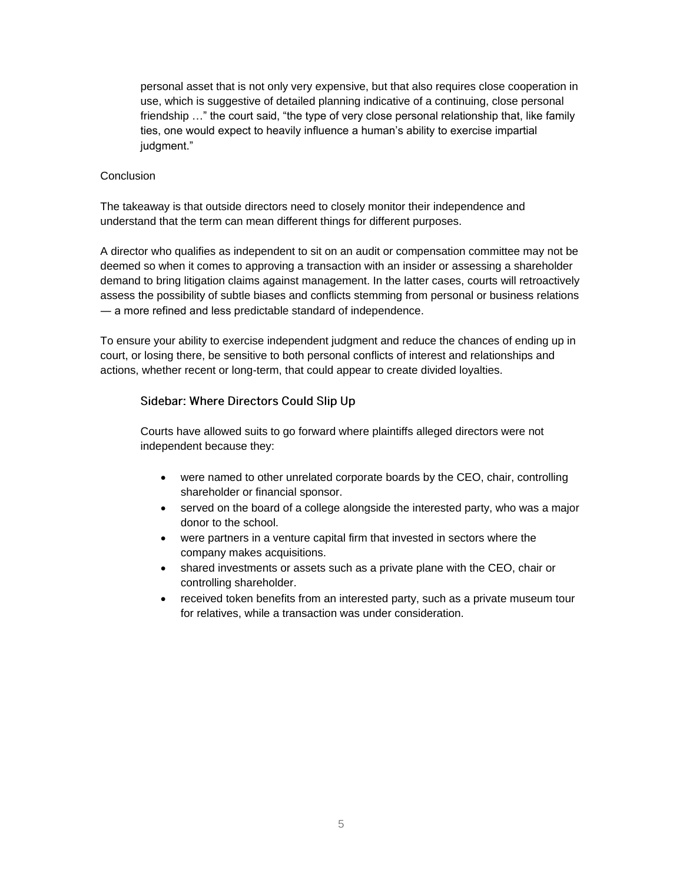personal asset that is not only very expensive, but that also requires close cooperation in use, which is suggestive of detailed planning indicative of a continuing, close personal friendship …" the court said, "the type of very close personal relationship that, like family ties, one would expect to heavily influence a human's ability to exercise impartial judgment."

Conclusion

The takeaway is that outside directors need to closely monitor their independence and understand that the term can mean different things for different purposes.

A director who qualifies as independent to sit on an audit or compensation committee may not be deemed so when it comes to approving a transaction with an insider or assessing a shareholder demand to bring litigation claims against management. In the latter cases, courts will retroactively assess the possibility of subtle biases and conflicts stemming from personal or business relations — a more refined and less predictable standard of independence.

To ensure your ability to exercise independent judgment and reduce the chances of ending up in court, or losing there, be sensitive to both personal conflicts of interest and relationships and actions, whether recent or long-term, that could appear to create divided loyalties.

### Sidebar: Where Directors Could Slip Up

Courts have allowed suits to go forward where plaintiffs alleged directors were not independent because they:

- were named to other unrelated corporate boards by the CEO, chair, controlling shareholder or financial sponsor.
- served on the board of a college alongside the interested party, who was a major donor to the school.
- were partners in a venture capital firm that invested in sectors where the company makes acquisitions.
- shared investments or assets such as a private plane with the CEO, chair or controlling shareholder.
- received token benefits from an interested party, such as a private museum tour for relatives, while a transaction was under consideration.